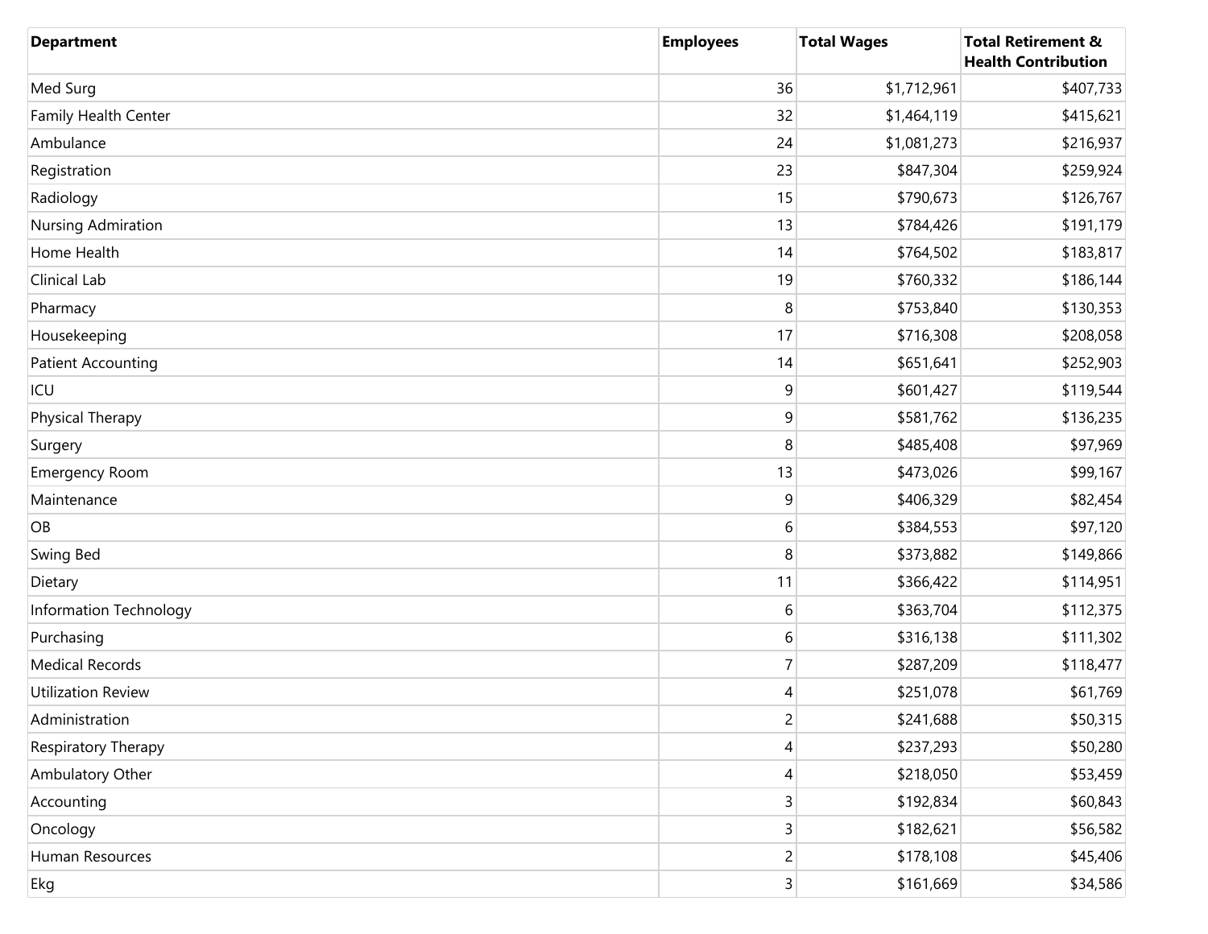| Department | Employees | Total Wages | Total Retirement & Health Contribution |
|---|---|---|---|
| Med Surg | 36 | $1,712,961 | $407,733 |
| Family Health Center | 32 | $1,464,119 | $415,621 |
| Ambulance | 24 | $1,081,273 | $216,937 |
| Registration | 23 | $847,304 | $259,924 |
| Radiology | 15 | $790,673 | $126,767 |
| Nursing Admiration | 13 | $784,426 | $191,179 |
| Home Health | 14 | $764,502 | $183,817 |
| Clinical Lab | 19 | $760,332 | $186,144 |
| Pharmacy | 8 | $753,840 | $130,353 |
| Housekeeping | 17 | $716,308 | $208,058 |
| Patient Accounting | 14 | $651,641 | $252,903 |
| ICU | 9 | $601,427 | $119,544 |
| Physical Therapy | 9 | $581,762 | $136,235 |
| Surgery | 8 | $485,408 | $97,969 |
| Emergency Room | 13 | $473,026 | $99,167 |
| Maintenance | 9 | $406,329 | $82,454 |
| OB | 6 | $384,553 | $97,120 |
| Swing Bed | 8 | $373,882 | $149,866 |
| Dietary | 11 | $366,422 | $114,951 |
| Information Technology | 6 | $363,704 | $112,375 |
| Purchasing | 6 | $316,138 | $111,302 |
| Medical Records | 7 | $287,209 | $118,477 |
| Utilization Review | 4 | $251,078 | $61,769 |
| Administration | 2 | $241,688 | $50,315 |
| Respiratory Therapy | 4 | $237,293 | $50,280 |
| Ambulatory Other | 4 | $218,050 | $53,459 |
| Accounting | 3 | $192,834 | $60,843 |
| Oncology | 3 | $182,621 | $56,582 |
| Human Resources | 2 | $178,108 | $45,406 |
| Ekg | 3 | $161,669 | $34,586 |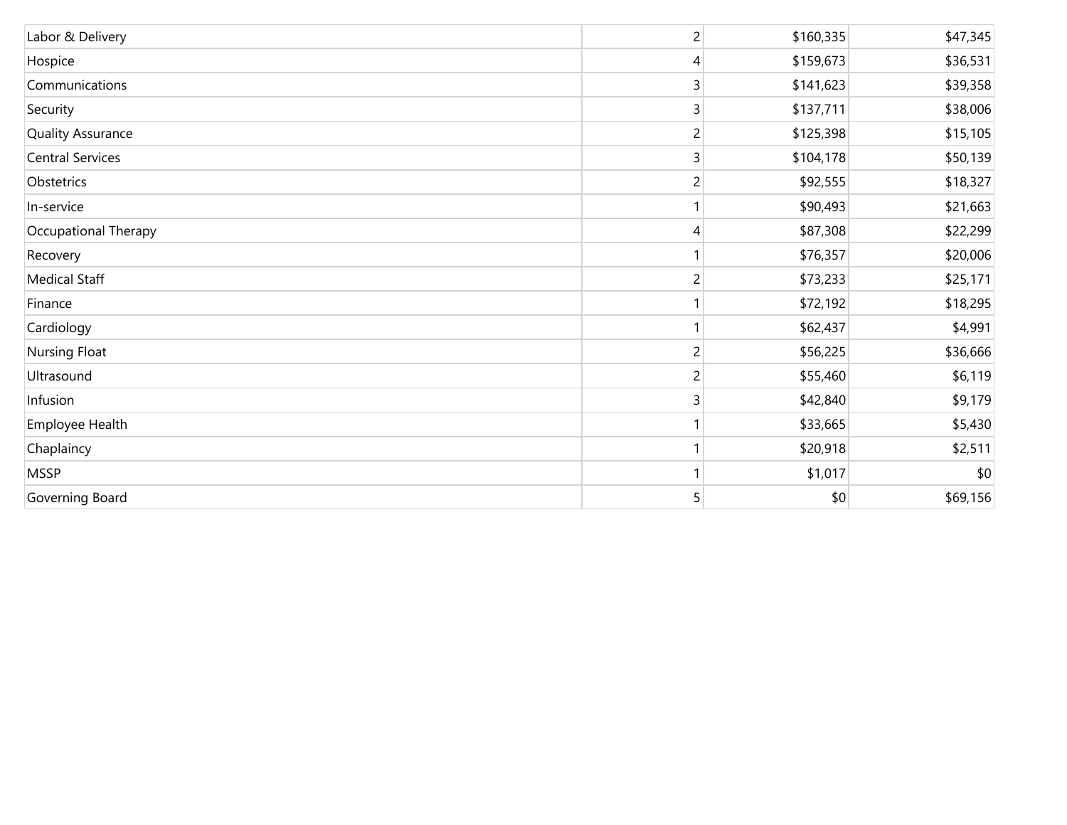| | | | |
|---|---|---|---|
| Labor & Delivery | 2 | $160,335 | $47,345 |
| Hospice | 4 | $159,673 | $36,531 |
| Communications | 3 | $141,623 | $39,358 |
| Security | 3 | $137,711 | $38,006 |
| Quality Assurance | 2 | $125,398 | $15,105 |
| Central Services | 3 | $104,178 | $50,139 |
| Obstetrics | 2 | $92,555 | $18,327 |
| In-service | 1 | $90,493 | $21,663 |
| Occupational Therapy | 4 | $87,308 | $22,299 |
| Recovery | 1 | $76,357 | $20,006 |
| Medical Staff | 2 | $73,233 | $25,171 |
| Finance | 1 | $72,192 | $18,295 |
| Cardiology | 1 | $62,437 | $4,991 |
| Nursing Float | 2 | $56,225 | $36,666 |
| Ultrasound | 2 | $55,460 | $6,119 |
| Infusion | 3 | $42,840 | $9,179 |
| Employee Health | 1 | $33,665 | $5,430 |
| Chaplaincy | 1 | $20,918 | $2,511 |
| MSSP | 1 | $1,017 | $0 |
| Governing Board | 5 | $0 | $69,156 |